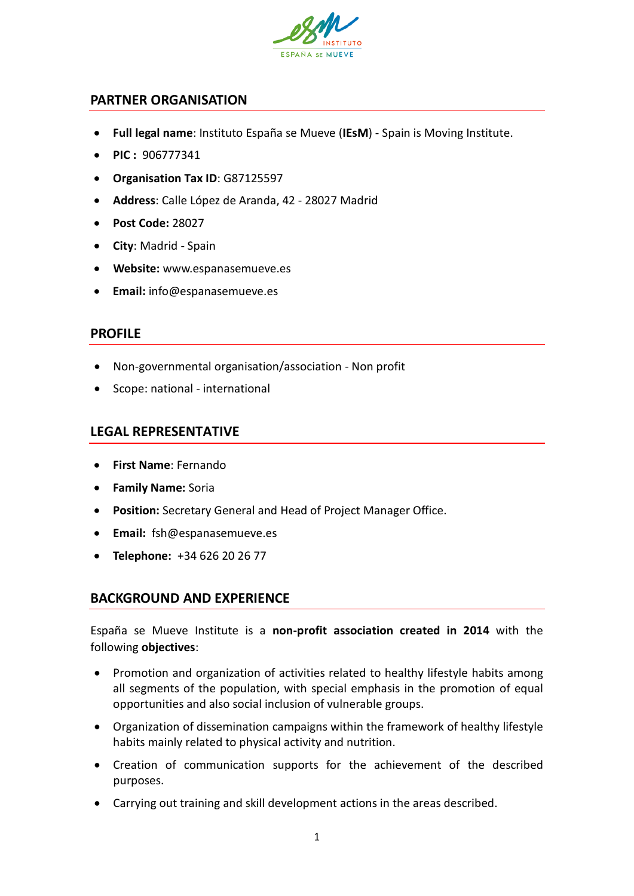## PARTNER ORGANISATION

- **Full legal name**: Instituto España se Mueve (**IEsM**) - Spain is Moving Institute.
- **PIC :** 906777341
- **Organisation Tax ID**: G87125597
- **Address**: Calle López de Aranda, 42 - 28027 Madrid
- **Post Code:** 28027
- **City**: Madrid - Spain
- **Website:** www.espanasemueve.es
- **Email:** info@espanasemueve.es

## PROFILE

- Non-governmental organisation/association - Non profit
- Scope: national - international

## LEGAL REPRESENTATIVE

- **First Name**: Fernando
- **Family Name:** Soria
- **Position:** Secretary General and Head of Project Manager Office.
- **Email:** fsh@espanasemueve.es
- **Telephone:** +34 626 20 26 77

## BACKGROUND AND EXPERIENCE

España se Mueve Institute is a **non-profit association created in 2014** with the following **objectives**:

- Promotion and organization of activities related to healthy lifestyle habits among all segments of the population, with special emphasis in the promotion of equal opportunities and also social inclusion of vulnerable groups.
- Organization of dissemination campaigns within the framework of healthy lifestyle habits mainly related to physical activity and nutrition.
- Creation of communication supports for the achievement of the described purposes.
- Carrying out training and skill development actions in the areas described.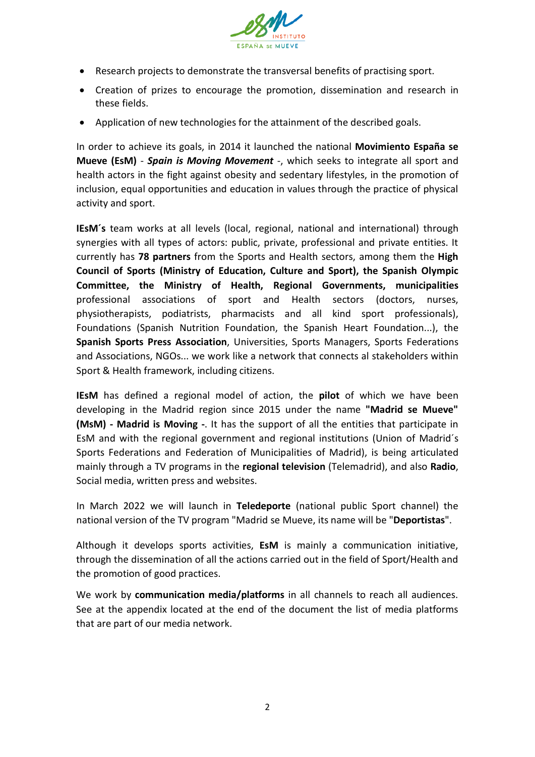- Research projects to demonstrate the transversal benefits of practising sport.
- Creation of prizes to encourage the promotion, dissemination and research in these fields.
- Application of new technologies for the attainment of the described goals.

In order to achieve its goals, in 2014 it launched the national **Movimiento España se Mueve (EsM)** - ***Spain is Moving Movement*** -, which seeks to integrate all sport and health actors in the fight against obesity and sedentary lifestyles, in the promotion of inclusion, equal opportunities and education in values through the practice of physical activity and sport.

**IEsM´s** team works at all levels (local, regional, national and international) through synergies with all types of actors: public, private, professional and private entities. It currently has **78 partners** from the Sports and Health sectors, among them the **High Council of Sports (Ministry of Education, Culture and Sport), the Spanish Olympic Committee, the Ministry of Health, Regional Governments, municipalities** professional associations of sport and Health sectors (doctors, nurses, physiotherapists, podiatrists, pharmacists and all kind sport professionals), Foundations (Spanish Nutrition Foundation, the Spanish Heart Foundation...), the **Spanish Sports Press Association**, Universities, Sports Managers, Sports Federations and Associations, NGOs... we work like a network that connects al stakeholders within Sport & Health framework, including citizens.

**IEsM** has defined a regional model of action, the **pilot** of which we have been developing in the Madrid region since 2015 under the name **"Madrid se Mueve" (MsM) - Madrid is Moving -**. It has the support of all the entities that participate in EsM and with the regional government and regional institutions (Union of Madrid´s Sports Federations and Federation of Municipalities of Madrid), is being articulated mainly through a TV programs in the **regional television** (Telemadrid), and also **Radio**, Social media, written press and websites.

In March 2022 we will launch in **Teledeporte** (national public Sport channel) the national version of the TV program "Madrid se Mueve, its name will be "**Deportistas**".

Although it develops sports activities, **EsM** is mainly a communication initiative, through the dissemination of all the actions carried out in the field of Sport/Health and the promotion of good practices.

We work by **communication media/platforms** in all channels to reach all audiences. See at the appendix located at the end of the document the list of media platforms that are part of our media network.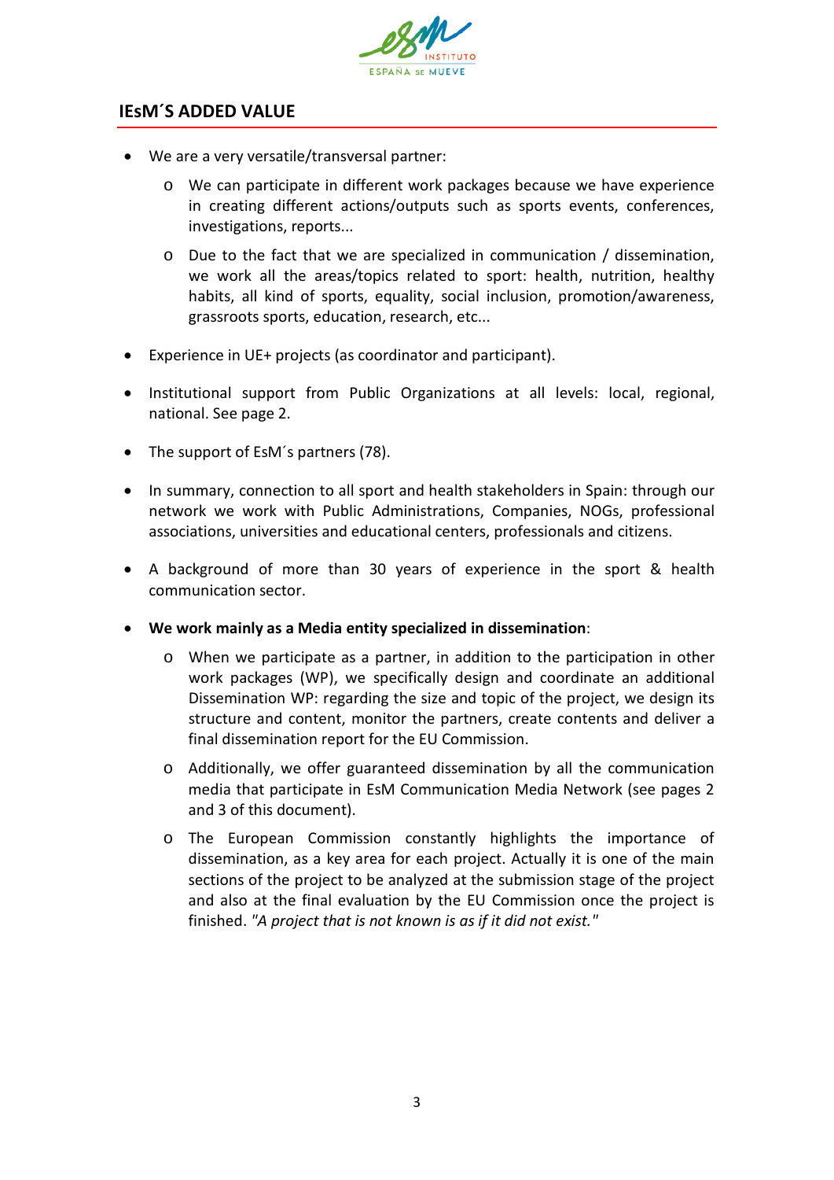## IEsM´S ADDED VALUE

- We are a very versatile/transversal partner:
  - We can participate in different work packages because we have experience in creating different actions/outputs such as sports events, conferences, investigations, reports...
  - Due to the fact that we are specialized in communication / dissemination, we work all the areas/topics related to sport: health, nutrition, healthy habits, all kind of sports, equality, social inclusion, promotion/awareness, grassroots sports, education, research, etc...
- Experience in UE+ projects (as coordinator and participant).
- Institutional support from Public Organizations at all levels: local, regional, national. See page 2.
- The support of EsM´s partners (78).
- In summary, connection to all sport and health stakeholders in Spain: through our network we work with Public Administrations, Companies, NOGs, professional associations, universities and educational centers, professionals and citizens.
- A background of more than 30 years of experience in the sport & health communication sector.
- **We work mainly as a Media entity specialized in dissemination**:
  - When we participate as a partner, in addition to the participation in other work packages (WP), we specifically design and coordinate an additional Dissemination WP: regarding the size and topic of the project, we design its structure and content, monitor the partners, create contents and deliver a final dissemination report for the EU Commission.
  - Additionally, we offer guaranteed dissemination by all the communication media that participate in EsM Communication Media Network (see pages 2 and 3 of this document).
  - The European Commission constantly highlights the importance of dissemination, as a key area for each project. Actually it is one of the main sections of the project to be analyzed at the submission stage of the project and also at the final evaluation by the EU Commission once the project is finished. *"A project that is not known is as if it did not exist."*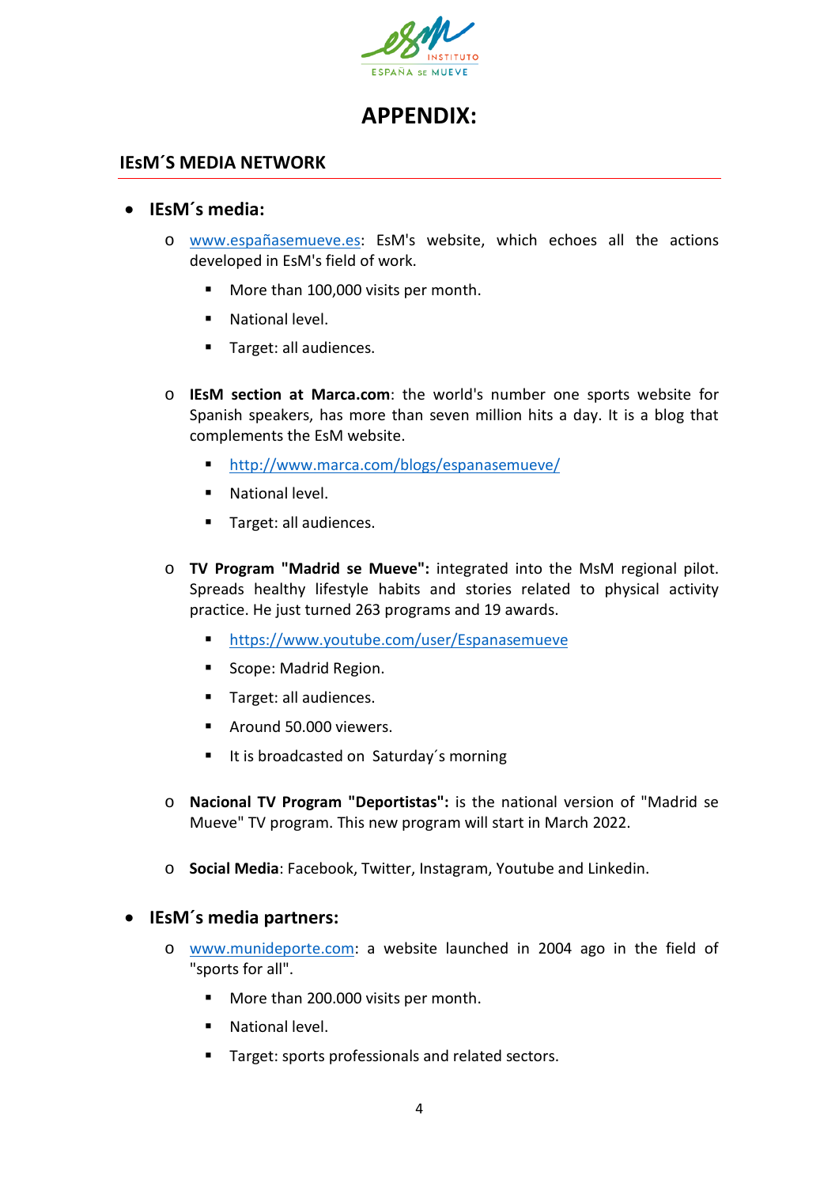# APPENDIX:

## IEsM´S MEDIA NETWORK

- **IEsM´s media:**
  - www.españasemueve.es: EsM's website, which echoes all the actions developed in EsM's field of work.
    - More than 100,000 visits per month.
    - National level.
    - Target: all audiences.
  - **IEsM section at Marca.com**: the world's number one sports website for Spanish speakers, has more than seven million hits a day. It is a blog that complements the EsM website.
    - http://www.marca.com/blogs/espanasemueve/
    - National level.
    - Target: all audiences.
  - **TV Program "Madrid se Mueve":** integrated into the MsM regional pilot. Spreads healthy lifestyle habits and stories related to physical activity practice. He just turned 263 programs and 19 awards.
    - https://www.youtube.com/user/Espanasemueve
    - Scope: Madrid Region.
    - Target: all audiences.
    - Around 50.000 viewers.
    - It is broadcasted on Saturday´s morning
  - **Nacional TV Program "Deportistas":** is the national version of "Madrid se Mueve" TV program. This new program will start in March 2022.
  - **Social Media**: Facebook, Twitter, Instagram, Youtube and Linkedin.

- **IEsM´s media partners:**
  - www.munideporte.com: a website launched in 2004 ago in the field of "sports for all".
    - More than 200.000 visits per month.
    - National level.
    - Target: sports professionals and related sectors.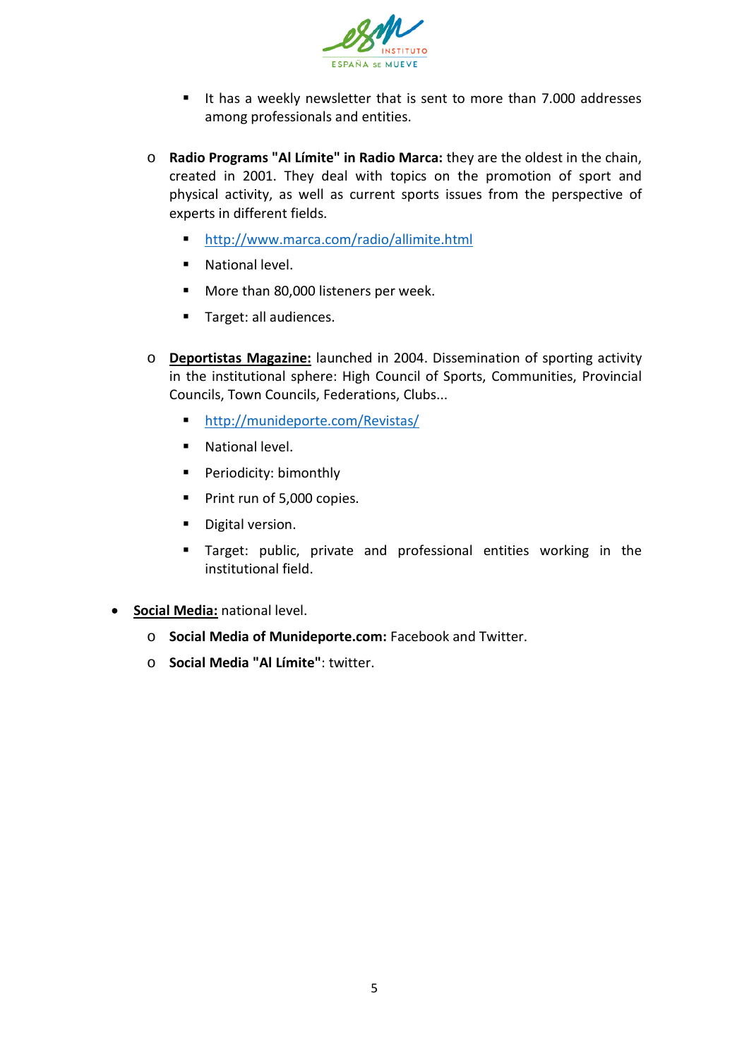- It has a weekly newsletter that is sent to more than 7.000 addresses among professionals and entities.

    - **Radio Programs "Al Límite" in Radio Marca:** they are the oldest in the chain, created in 2001. They deal with topics on the promotion of sport and physical activity, as well as current sports issues from the perspective of experts in different fields.
        - http://www.marca.com/radio/allimite.html
        - National level.
        - More than 80,000 listeners per week.
        - Target: all audiences.

    - **Deportistas Magazine:** launched in 2004. Dissemination of sporting activity in the institutional sphere: High Council of Sports, Communities, Provincial Councils, Town Councils, Federations, Clubs...
        - http://munideporte.com/Revistas/
        - National level.
        - Periodicity: bimonthly
        - Print run of 5,000 copies.
        - Digital version.
        - Target: public, private and professional entities working in the institutional field.

- **Social Media:** national level.
    - **Social Media of Munideporte.com:** Facebook and Twitter.
    - **Social Media "Al Límite"**: twitter.